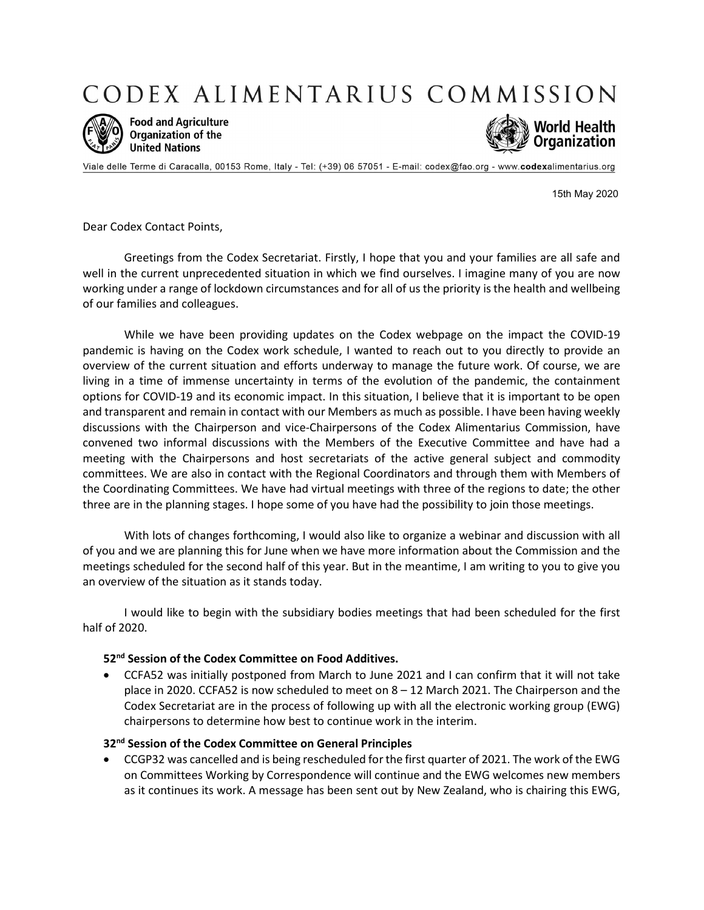# CODEX ALIMENTARIUS COMMISSION

Food and Agriculture Organization of the United Nations

World Health Organization

Viale delle Terme di Caracalla, 00153 Rome, Italy - Tel: (+39) 06 57051 - E-mail: codex@fao.org - www.codexalimentarius.org

15th May 2020

Dear Codex Contact Points,

Greetings from the Codex Secretariat. Firstly, I hope that you and your families are all safe and well in the current unprecedented situation in which we find ourselves. I imagine many of you are now working under a range of lockdown circumstances and for all of us the priority is the health and wellbeing of our families and colleagues.

While we have been providing updates on the Codex webpage on the impact the COVID-19 pandemic is having on the Codex work schedule, I wanted to reach out to you directly to provide an overview of the current situation and efforts underway to manage the future work. Of course, we are living in a time of immense uncertainty in terms of the evolution of the pandemic, the containment options for COVID-19 and its economic impact. In this situation, I believe that it is important to be open and transparent and remain in contact with our Members as much as possible. I have been having weekly discussions with the Chairperson and vice-Chairpersons of the Codex Alimentarius Commission, have convened two informal discussions with the Members of the Executive Committee and have had a meeting with the Chairpersons and host secretariats of the active general subject and commodity committees. We are also in contact with the Regional Coordinators and through them with Members of the Coordinating Committees. We have had virtual meetings with three of the regions to date; the other three are in the planning stages. I hope some of you have had the possibility to join those meetings.

With lots of changes forthcoming, I would also like to organize a webinar and discussion with all of you and we are planning this for June when we have more information about the Commission and the meetings scheduled for the second half of this year. But in the meantime, I am writing to you to give you an overview of the situation as it stands today.

I would like to begin with the subsidiary bodies meetings that had been scheduled for the first half of 2020.

**52nd Session of the Codex Committee on Food Additives.**

- CCFA52 was initially postponed from March to June 2021 and I can confirm that it will not take place in 2020. CCFA52 is now scheduled to meet on 8 – 12 March 2021. The Chairperson and the Codex Secretariat are in the process of following up with all the electronic working group (EWG) chairpersons to determine how best to continue work in the interim.

**32nd Session of the Codex Committee on General Principles**

- CCGP32 was cancelled and is being rescheduled for the first quarter of 2021. The work of the EWG on Committees Working by Correspondence will continue and the EWG welcomes new members as it continues its work. A message has been sent out by New Zealand, who is chairing this EWG,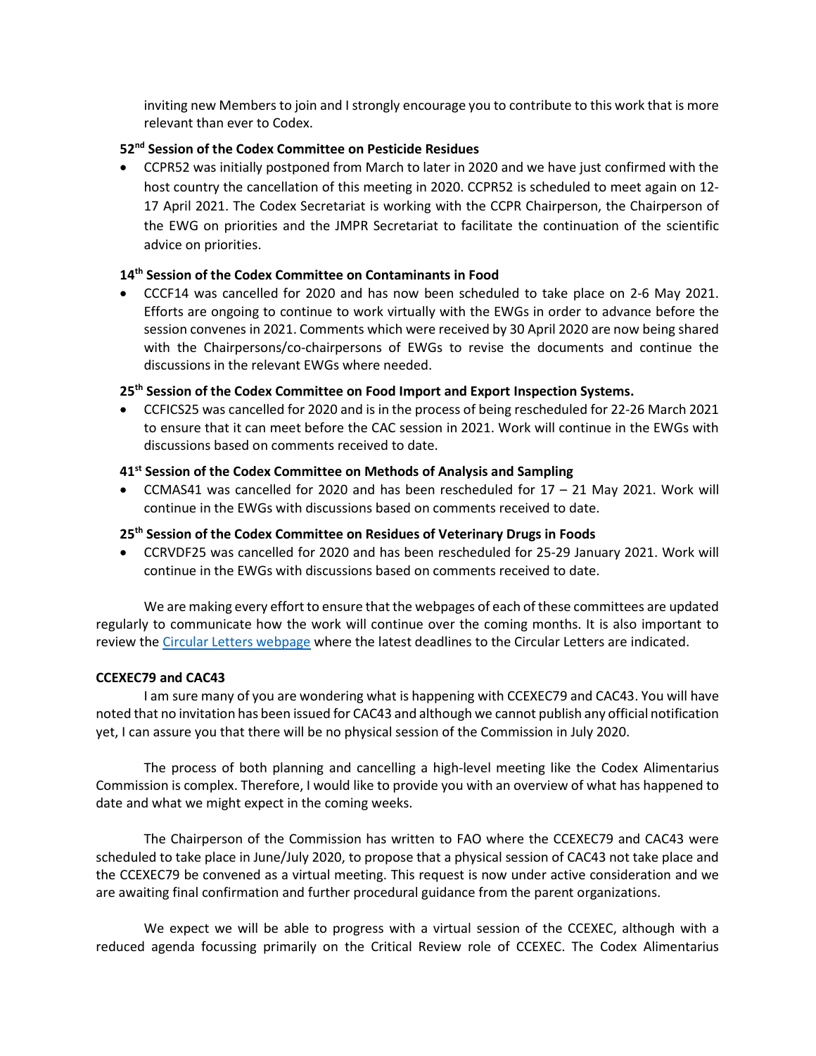inviting new Members to join and I strongly encourage you to contribute to this work that is more relevant than ever to Codex.

**52nd Session of the Codex Committee on Pesticide Residues**

- CCPR52 was initially postponed from March to later in 2020 and we have just confirmed with the host country the cancellation of this meeting in 2020. CCPR52 is scheduled to meet again on 12-17 April 2021. The Codex Secretariat is working with the CCPR Chairperson, the Chairperson of the EWG on priorities and the JMPR Secretariat to facilitate the continuation of the scientific advice on priorities.

**14th Session of the Codex Committee on Contaminants in Food**

- CCCF14 was cancelled for 2020 and has now been scheduled to take place on 2-6 May 2021. Efforts are ongoing to continue to work virtually with the EWGs in order to advance before the session convenes in 2021. Comments which were received by 30 April 2020 are now being shared with the Chairpersons/co-chairpersons of EWGs to revise the documents and continue the discussions in the relevant EWGs where needed.

**25th Session of the Codex Committee on Food Import and Export Inspection Systems.**

- CCFICS25 was cancelled for 2020 and is in the process of being rescheduled for 22-26 March 2021 to ensure that it can meet before the CAC session in 2021. Work will continue in the EWGs with discussions based on comments received to date.

**41st Session of the Codex Committee on Methods of Analysis and Sampling**

- CCMAS41 was cancelled for 2020 and has been rescheduled for 17 – 21 May 2021. Work will continue in the EWGs with discussions based on comments received to date.

**25th Session of the Codex Committee on Residues of Veterinary Drugs in Foods**

- CCRVDF25 was cancelled for 2020 and has been rescheduled for 25-29 January 2021. Work will continue in the EWGs with discussions based on comments received to date.

We are making every effort to ensure that the webpages of each of these committees are updated regularly to communicate how the work will continue over the coming months. It is also important to review the Circular Letters webpage where the latest deadlines to the Circular Letters are indicated.

**CCEXEC79 and CAC43**

I am sure many of you are wondering what is happening with CCEXEC79 and CAC43. You will have noted that no invitation has been issued for CAC43 and although we cannot publish any official notification yet, I can assure you that there will be no physical session of the Commission in July 2020.

The process of both planning and cancelling a high-level meeting like the Codex Alimentarius Commission is complex. Therefore, I would like to provide you with an overview of what has happened to date and what we might expect in the coming weeks.

The Chairperson of the Commission has written to FAO where the CCEXEC79 and CAC43 were scheduled to take place in June/July 2020, to propose that a physical session of CAC43 not take place and the CCEXEC79 be convened as a virtual meeting. This request is now under active consideration and we are awaiting final confirmation and further procedural guidance from the parent organizations.

We expect we will be able to progress with a virtual session of the CCEXEC, although with a reduced agenda focussing primarily on the Critical Review role of CCEXEC. The Codex Alimentarius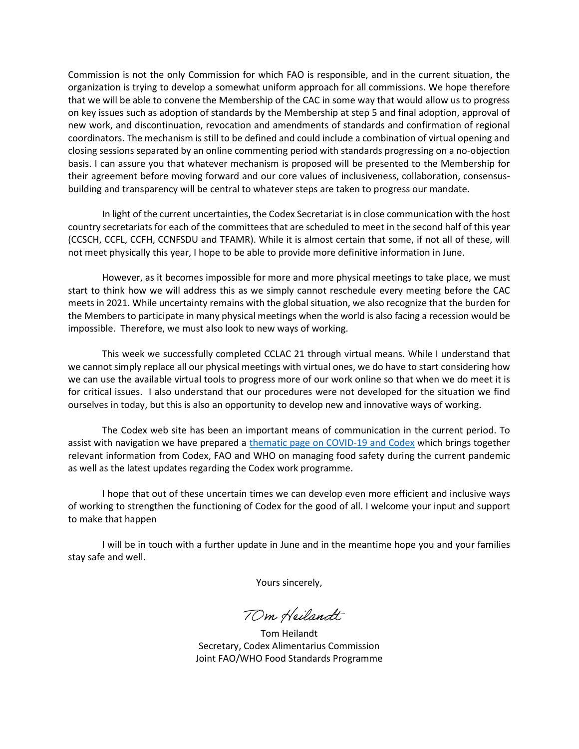Commission is not the only Commission for which FAO is responsible, and in the current situation, the organization is trying to develop a somewhat uniform approach for all commissions. We hope therefore that we will be able to convene the Membership of the CAC in some way that would allow us to progress on key issues such as adoption of standards by the Membership at step 5 and final adoption, approval of new work, and discontinuation, revocation and amendments of standards and confirmation of regional coordinators. The mechanism is still to be defined and could include a combination of virtual opening and closing sessions separated by an online commenting period with standards progressing on a no-objection basis. I can assure you that whatever mechanism is proposed will be presented to the Membership for their agreement before moving forward and our core values of inclusiveness, collaboration, consensus-building and transparency will be central to whatever steps are taken to progress our mandate.

In light of the current uncertainties, the Codex Secretariat is in close communication with the host country secretariats for each of the committees that are scheduled to meet in the second half of this year (CCSCH, CCFL, CCFH, CCNFSDU and TFAMR). While it is almost certain that some, if not all of these, will not meet physically this year, I hope to be able to provide more definitive information in June.

However, as it becomes impossible for more and more physical meetings to take place, we must start to think how we will address this as we simply cannot reschedule every meeting before the CAC meets in 2021. While uncertainty remains with the global situation, we also recognize that the burden for the Members to participate in many physical meetings when the world is also facing a recession would be impossible. Therefore, we must also look to new ways of working.

This week we successfully completed CCLAC 21 through virtual means. While I understand that we cannot simply replace all our physical meetings with virtual ones, we do have to start considering how we can use the available virtual tools to progress more of our work online so that when we do meet it is for critical issues. I also understand that our procedures were not developed for the situation we find ourselves in today, but this is also an opportunity to develop new and innovative ways of working.

The Codex web site has been an important means of communication in the current period. To assist with navigation we have prepared a thematic page on COVID-19 and Codex which brings together relevant information from Codex, FAO and WHO on managing food safety during the current pandemic as well as the latest updates regarding the Codex work programme.

I hope that out of these uncertain times we can develop even more efficient and inclusive ways of working to strengthen the functioning of Codex for the good of all. I welcome your input and support to make that happen

I will be in touch with a further update in June and in the meantime hope you and your families stay safe and well.

Yours sincerely,

Tom Heilandt

Tom Heilandt
Secretary, Codex Alimentarius Commission
Joint FAO/WHO Food Standards Programme